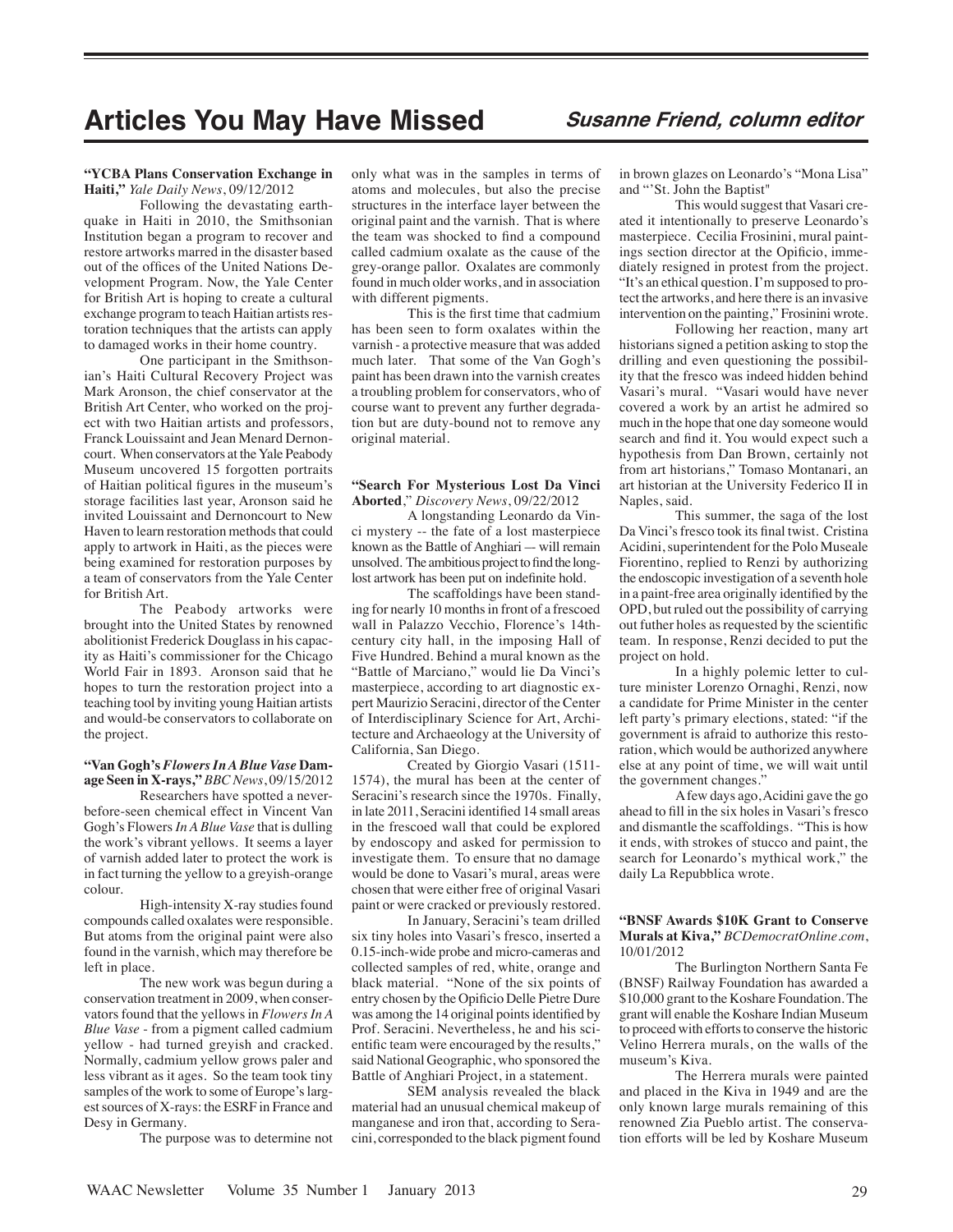# Articles You May Have Missed

***Susanne Friend, column editor***

**"YCBA Plans Conservation Exchange in Haiti,"** *Yale Daily News*, 09/12/2012

Following the devastating earthquake in Haiti in 2010, the Smithsonian Institution began a program to recover and restore artworks marred in the disaster based out of the offices of the United Nations Development Program. Now, the Yale Center for British Art is hoping to create a cultural exchange program to teach Haitian artists restoration techniques that the artists can apply to damaged works in their home country.

One participant in the Smithsonian's Haiti Cultural Recovery Project was Mark Aronson, the chief conservator at the British Art Center, who worked on the project with two Haitian artists and professors, Franck Louissaint and Jean Menard Dernoncourt. When conservators at the Yale Peabody Museum uncovered 15 forgotten portraits of Haitian political figures in the museum's storage facilities last year, Aronson said he invited Louissaint and Dernoncourt to New Haven to learn restoration methods that could apply to artwork in Haiti, as the pieces were being examined for restoration purposes by a team of conservators from the Yale Center for British Art.

The Peabody artworks were brought into the United States by renowned abolitionist Frederick Douglass in his capacity as Haiti's commissioner for the Chicago World Fair in 1893. Aronson said that he hopes to turn the restoration project into a teaching tool by inviting young Haitian artists and would-be conservators to collaborate on the project.

**"Van Gogh's *Flowers In A Blue Vase* Damage Seen in X-rays,"** *BBC News*, 09/15/2012

Researchers have spotted a never-before-seen chemical effect in Vincent Van Gogh's Flowers *In A Blue Vase* that is dulling the work's vibrant yellows. It seems a layer of varnish added later to protect the work is in fact turning the yellow to a greyish-orange colour.

High-intensity X-ray studies found compounds called oxalates were responsible. But atoms from the original paint were also found in the varnish, which may therefore be left in place.

The new work was begun during a conservation treatment in 2009, when conservators found that the yellows in *Flowers In A Blue Vase* - from a pigment called cadmium yellow - had turned greyish and cracked. Normally, cadmium yellow grows paler and less vibrant as it ages. So the team took tiny samples of the work to some of Europe's largest sources of X-rays: the ESRF in France and Desy in Germany.

The purpose was to determine not only what was in the samples in terms of atoms and molecules, but also the precise structures in the interface layer between the original paint and the varnish. That is where the team was shocked to find a compound called cadmium oxalate as the cause of the grey-orange pallor. Oxalates are commonly found in much older works, and in association with different pigments.

This is the first time that cadmium has been seen to form oxalates within the varnish - a protective measure that was added much later. That some of the Van Gogh's paint has been drawn into the varnish creates a troubling problem for conservators, who of course want to prevent any further degradation but are duty-bound not to remove any original material.

**"Search For Mysterious Lost Da Vinci Aborted**," *Discovery News*, 09/22/2012

A longstanding Leonardo da Vinci mystery -- the fate of a lost masterpiece known as the Battle of Anghiari -- will remain unsolved. The ambitious project to find the long-lost artwork has been put on indefinite hold.

The scaffoldings have been standing for nearly 10 months in front of a frescoed wall in Palazzo Vecchio, Florence's 14th-century city hall, in the imposing Hall of Five Hundred. Behind a mural known as the "Battle of Marciano," would lie Da Vinci's masterpiece, according to art diagnostic expert Maurizio Seracini, director of the Center of Interdisciplinary Science for Art, Architecture and Archaeology at the University of California, San Diego.

Created by Giorgio Vasari (1511-1574), the mural has been at the center of Seracini's research since the 1970s. Finally, in late 2011, Seracini identified 14 small areas in the frescoed wall that could be explored by endoscopy and asked for permission to investigate them. To ensure that no damage would be done to Vasari's mural, areas were chosen that were either free of original Vasari paint or were cracked or previously restored.

In January, Seracini's team drilled six tiny holes into Vasari's fresco, inserted a 0.15-inch-wide probe and micro-cameras and collected samples of red, white, orange and black material. "None of the six points of entry chosen by the Opificio Delle Pietre Dure was among the 14 original points identified by Prof. Seracini. Nevertheless, he and his scientific team were encouraged by the results," said National Geographic, who sponsored the Battle of Anghiari Project, in a statement.

SEM analysis revealed the black material had an unusual chemical makeup of manganese and iron that, according to Seracini, corresponded to the black pigment found in brown glazes on Leonardo's "Mona Lisa" and "'St. John the Baptist"

This would suggest that Vasari created it intentionally to preserve Leonardo's masterpiece. Cecilia Frosinini, mural paintings section director at the Opificio, immediately resigned in protest from the project. "It's an ethical question. I'm supposed to protect the artworks, and here there is an invasive intervention on the painting," Frosinini wrote.

Following her reaction, many art historians signed a petition asking to stop the drilling and even questioning the possibility that the fresco was indeed hidden behind Vasari's mural. "Vasari would have never covered a work by an artist he admired so much in the hope that one day someone would search and find it. You would expect such a hypothesis from Dan Brown, certainly not from art historians," Tomaso Montanari, an art historian at the University Federico II in Naples, said.

This summer, the saga of the lost Da Vinci's fresco took its final twist. Cristina Acidini, superintendent for the Polo Museale Fiorentino, replied to Renzi by authorizing the endoscopic investigation of a seventh hole in a paint-free area originally identified by the OPD, but ruled out the possibility of carrying out futher holes as requested by the scientific team. In response, Renzi decided to put the project on hold.

In a highly polemic letter to culture minister Lorenzo Ornaghi, Renzi, now a candidate for Prime Minister in the center left party's primary elections, stated: "if the government is afraid to authorize this restoration, which would be authorized anywhere else at any point of time, we will wait until the government changes."

A few days ago, Acidini gave the go ahead to fill in the six holes in Vasari's fresco and dismantle the scaffoldings. "This is how it ends, with strokes of stucco and paint, the search for Leonardo's mythical work," the daily La Repubblica wrote.

**"BNSF Awards $10K Grant to Conserve Murals at Kiva,"** *BCDemocratOnline.com*, 10/01/2012

The Burlington Northern Santa Fe (BNSF) Railway Foundation has awarded a $10,000 grant to the Koshare Foundation. The grant will enable the Koshare Indian Museum to proceed with efforts to conserve the historic Velino Herrera murals, on the walls of the museum's Kiva.

The Herrera murals were painted and placed in the Kiva in 1949 and are the only known large murals remaining of this renowned Zia Pueblo artist. The conservation efforts will be led by Koshare Museum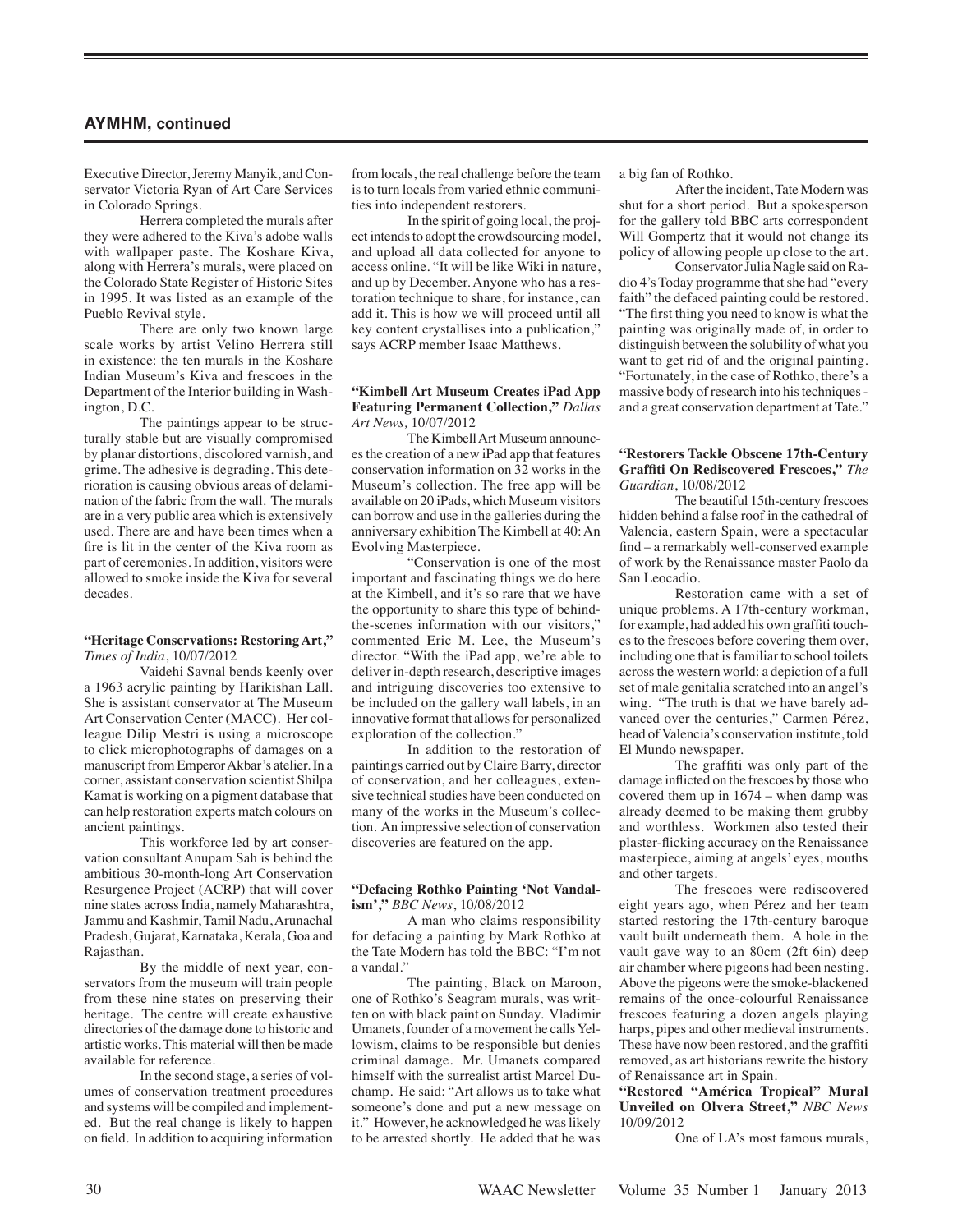## AYMHM, continued

Executive Director, Jeremy Manyik, and Conservator Victoria Ryan of Art Care Services in Colorado Springs.

Herrera completed the murals after they were adhered to the Kiva's adobe walls with wallpaper paste. The Koshare Kiva, along with Herrera's murals, were placed on the Colorado State Register of Historic Sites in 1995. It was listed as an example of the Pueblo Revival style.

There are only two known large scale works by artist Velino Herrera still in existence: the ten murals in the Koshare Indian Museum's Kiva and frescoes in the Department of the Interior building in Washington, D.C.

The paintings appear to be structurally stable but are visually compromised by planar distortions, discolored varnish, and grime. The adhesive is degrading. This deterioration is causing obvious areas of delamination of the fabric from the wall. The murals are in a very public area which is extensively used. There are and have been times when a fire is lit in the center of the Kiva room as part of ceremonies. In addition, visitors were allowed to smoke inside the Kiva for several decades.

**"Heritage Conservations: Restoring Art,"** *Times of India*, 10/07/2012

Vaidehi Savnal bends keenly over a 1963 acrylic painting by Harikishan Lall. She is assistant conservator at The Museum Art Conservation Center (MACC). Her colleague Dilip Mestri is using a microscope to click microphotographs of damages on a manuscript from Emperor Akbar's atelier. In a corner, assistant conservation scientist Shilpa Kamat is working on a pigment database that can help restoration experts match colours on ancient paintings.

This workforce led by art conservation consultant Anupam Sah is behind the ambitious 30-month-long Art Conservation Resurgence Project (ACRP) that will cover nine states across India, namely Maharashtra, Jammu and Kashmir, Tamil Nadu, Arunachal Pradesh, Gujarat, Karnataka, Kerala, Goa and Rajasthan.

By the middle of next year, conservators from the museum will train people from these nine states on preserving their heritage. The centre will create exhaustive directories of the damage done to historic and artistic works. This material will then be made available for reference.

In the second stage, a series of volumes of conservation treatment procedures and systems will be compiled and implemented. But the real change is likely to happen on field. In addition to acquiring information from locals, the real challenge before the team is to turn locals from varied ethnic communities into independent restorers.

In the spirit of going local, the project intends to adopt the crowdsourcing model, and upload all data collected for anyone to access online. "It will be like Wiki in nature, and up by December. Anyone who has a restoration technique to share, for instance, can add it. This is how we will proceed until all key content crystallises into a publication," says ACRP member Isaac Matthews.

**"Kimbell Art Museum Creates iPad App Featuring Permanent Collection,"** *Dallas Art News,* 10/07/2012

The Kimbell Art Museum announces the creation of a new iPad app that features conservation information on 32 works in the Museum's collection. The free app will be available on 20 iPads, which Museum visitors can borrow and use in the galleries during the anniversary exhibition The Kimbell at 40: An Evolving Masterpiece.

"Conservation is one of the most important and fascinating things we do here at the Kimbell, and it's so rare that we have the opportunity to share this type of behind-the-scenes information with our visitors," commented Eric M. Lee, the Museum's director. "With the iPad app, we're able to deliver in-depth research, descriptive images and intriguing discoveries too extensive to be included on the gallery wall labels, in an innovative format that allows for personalized exploration of the collection."

In addition to the restoration of paintings carried out by Claire Barry, director of conservation, and her colleagues, extensive technical studies have been conducted on many of the works in the Museum's collection. An impressive selection of conservation discoveries are featured on the app.

**"Defacing Rothko Painting 'Not Vandalism',"** *BBC News*, 10/08/2012

A man who claims responsibility for defacing a painting by Mark Rothko at the Tate Modern has told the BBC: "I'm not a vandal."

The painting, Black on Maroon, one of Rothko's Seagram murals, was written on with black paint on Sunday. Vladimir Umanets, founder of a movement he calls Yellowism, claims to be responsible but denies criminal damage. Mr. Umanets compared himself with the surrealist artist Marcel Duchamp. He said: "Art allows us to take what someone's done and put a new message on it." However, he acknowledged he was likely to be arrested shortly. He added that he was a big fan of Rothko.

After the incident, Tate Modern was shut for a short period. But a spokesperson for the gallery told BBC arts correspondent Will Gompertz that it would not change its policy of allowing people up close to the art.

Conservator Julia Nagle said on Radio 4's Today programme that she had "every faith" the defaced painting could be restored. "The first thing you need to know is what the painting was originally made of, in order to distinguish between the solubility of what you want to get rid of and the original painting. "Fortunately, in the case of Rothko, there's a massive body of research into his techniques - and a great conservation department at Tate."

**"Restorers Tackle Obscene 17th-Century Graffiti On Rediscovered Frescoes,"** *The Guardian*, 10/08/2012

The beautiful 15th-century frescoes hidden behind a false roof in the cathedral of Valencia, eastern Spain, were a spectacular find – a remarkably well-conserved example of work by the Renaissance master Paolo da San Leocadio.

Restoration came with a set of unique problems. A 17th-century workman, for example, had added his own graffiti touches to the frescoes before covering them over, including one that is familiar to school toilets across the western world: a depiction of a full set of male genitalia scratched into an angel's wing. "The truth is that we have barely advanced over the centuries," Carmen Pérez, head of Valencia's conservation institute, told El Mundo newspaper.

The graffiti was only part of the damage inflicted on the frescoes by those who covered them up in 1674 – when damp was already deemed to be making them grubby and worthless. Workmen also tested their plaster-flicking accuracy on the Renaissance masterpiece, aiming at angels' eyes, mouths and other targets.

The frescoes were rediscovered eight years ago, when Pérez and her team started restoring the 17th-century baroque vault built underneath them. A hole in the vault gave way to an 80cm (2ft 6in) deep air chamber where pigeons had been nesting. Above the pigeons were the smoke-blackened remains of the once-colourful Renaissance frescoes featuring a dozen angels playing harps, pipes and other medieval instruments. These have now been restored, and the graffiti removed, as art historians rewrite the history of Renaissance art in Spain.

**"Restored "América Tropical" Mural Unveiled on Olvera Street,"** *NBC News* 10/09/2012

One of LA's most famous murals,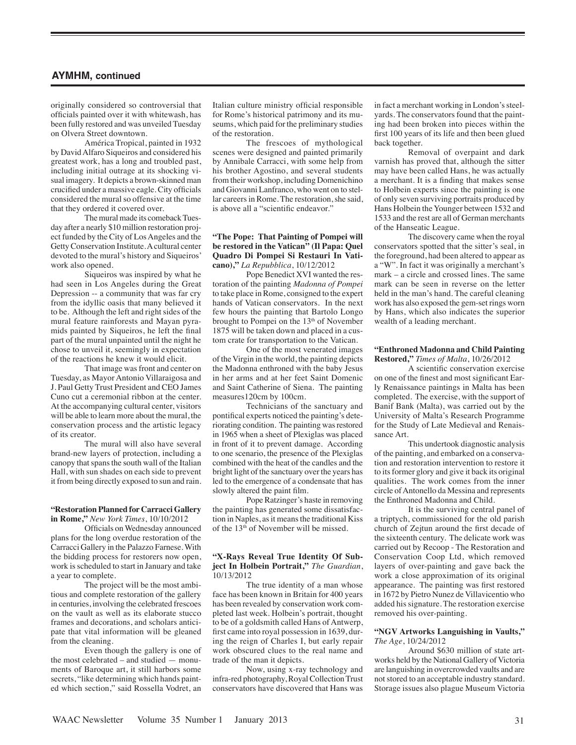## AYMHM, continued

originally considered so controversial that officials painted over it with whitewash, has been fully restored and was unveiled Tuesday on Olvera Street downtown.

América Tropical, painted in 1932 by David Alfaro Siqueiros and considered his greatest work, has a long and troubled past, including initial outrage at its shocking visual imagery. It depicts a brown-skinned man crucified under a massive eagle. City officials considered the mural so offensive at the time that they ordered it covered over.

The mural made its comeback Tuesday after a nearly $10 million restoration project funded by the City of Los Angeles and the Getty Conservation Institute. A cultural center devoted to the mural's history and Siqueiros' work also opened.

Siqueiros was inspired by what he had seen in Los Angeles during the Great Depression -- a community that was far cry from the idyllic oasis that many believed it to be. Although the left and right sides of the mural feature rainforests and Mayan pyramids painted by Siqueiros, he left the final part of the mural unpainted until the night he chose to unveil it, seemingly in expectation of the reactions he knew it would elicit.

That image was front and center on Tuesday, as Mayor Antonio Villaraigosa and J. Paul Getty Trust President and CEO James Cuno cut a ceremonial ribbon at the center. At the accompanying cultural center, visitors will be able to learn more about the mural, the conservation process and the artistic legacy of its creator.

The mural will also have several brand-new layers of protection, including a canopy that spans the south wall of the Italian Hall, with sun shades on each side to prevent it from being directly exposed to sun and rain.

**"Restoration Planned for Carracci Gallery in Rome,"** *New York Times*, 10/10/2012

Officials on Wednesday announced plans for the long overdue restoration of the Carracci Gallery in the Palazzo Farnese. With the bidding process for restorers now open, work is scheduled to start in January and take a year to complete.

The project will be the most ambitious and complete restoration of the gallery in centuries, involving the celebrated frescoes on the vault as well as its elaborate stucco frames and decorations, and scholars anticipate that vital information will be gleaned from the cleaning.

Even though the gallery is one of the most celebrated – and studied — monuments of Baroque art, it still harbors some secrets, "like determining which hands painted which section," said Rossella Vodret, an Italian culture ministry official responsible for Rome's historical patrimony and its museums, which paid for the preliminary studies of the restoration.

The frescoes of mythological scenes were designed and painted primarily by Annibale Carracci, with some help from his brother Agostino, and several students from their workshop, including Domenichino and Giovanni Lanfranco, who went on to stellar careers in Rome. The restoration, she said, is above all a "scientific endeavor."

**"The Pope: That Painting of Pompei will be restored in the Vatican" (Il Papa: Quel Quadro Di Pompei Si Restauri In Vaticano),"** *La Repubblica*, 10/12/2012

Pope Benedict XVI wanted the restoration of the painting *Madonna of Pompei* to take place in Rome, consigned to the expert hands of Vatican conservators. In the next few hours the painting that Bartolo Longo brought to Pompei on the 13th of November 1875 will be taken down and placed in a custom crate for transportation to the Vatican.

One of the most venerated images of the Virgin in the world, the painting depicts the Madonna enthroned with the baby Jesus in her arms and at her feet Saint Domenic and Saint Catherine of Siena. The painting measures120cm by 100cm.

Technicians of the sanctuary and pontifical experts noticed the painting's deteriorating condition. The painting was restored in 1965 when a sheet of Plexiglas was placed in front of it to prevent damage. According to one scenario, the presence of the Plexiglas combined with the heat of the candles and the bright light of the sanctuary over the years has led to the emergence of a condensate that has slowly altered the paint film.

Pope Ratzinger's haste in removing the painting has generated some dissatisfaction in Naples, as it means the traditional Kiss of the 13th of November will be missed.

**"X-Rays Reveal True Identity Of Subject In Holbein Portrait,"** *The Guardian*, 10/13/2012

The true identity of a man whose face has been known in Britain for 400 years has been revealed by conservation work completed last week. Holbein's portrait, thought to be of a goldsmith called Hans of Antwerp, first came into royal possession in 1639, during the reign of Charles I, but early repair work obscured clues to the real name and trade of the man it depicts.

Now, using x-ray technology and infra-red photography, Royal Collection Trust conservators have discovered that Hans was in fact a merchant working in London's steelyards. The conservators found that the painting had been broken into pieces within the first 100 years of its life and then been glued back together.

Removal of overpaint and dark varnish has proved that, although the sitter may have been called Hans, he was actually a merchant. It is a finding that makes sense to Holbein experts since the painting is one of only seven surviving portraits produced by Hans Holbein the Younger between 1532 and 1533 and the rest are all of German merchants of the Hanseatic League.

The discovery came when the royal conservators spotted that the sitter's seal, in the foreground, had been altered to appear as a "W". In fact it was originally a merchant's mark – a circle and crossed lines. The same mark can be seen in reverse on the letter held in the man's hand. The careful cleaning work has also exposed the gem-set rings worn by Hans, which also indicates the superior wealth of a leading merchant.

**"Enthroned Madonna and Child Painting Restored,"** *Times of Malta*, 10/26/2012

A scientific conservation exercise on one of the finest and most significant Early Renaissance paintings in Malta has been completed. The exercise, with the support of Banif Bank (Malta), was carried out by the University of Malta's Research Programme for the Study of Late Medieval and Renaissance Art.

This undertook diagnostic analysis of the painting, and embarked on a conservation and restoration intervention to restore it to its former glory and give it back its original qualities. The work comes from the inner circle of Antonello da Messina and represents the Enthroned Madonna and Child.

It is the surviving central panel of a triptych, commissioned for the old parish church of Zejtun around the first decade of the sixteenth century. The delicate work was carried out by Recoop - The Restoration and Conservation Coop Ltd, which removed layers of over-painting and gave back the work a close approximation of its original appearance. The painting was first restored in 1672 by Pietro Nunez de Villavicentio who added his signature. The restoration exercise removed his over-painting.

**"NGV Artworks Languishing in Vaults,"** *The Age*, 10/24/2012

Around $630 million of state artworks held by the National Gallery of Victoria are languishing in overcrowded vaults and are not stored to an acceptable industry standard. Storage issues also plague Museum Victoria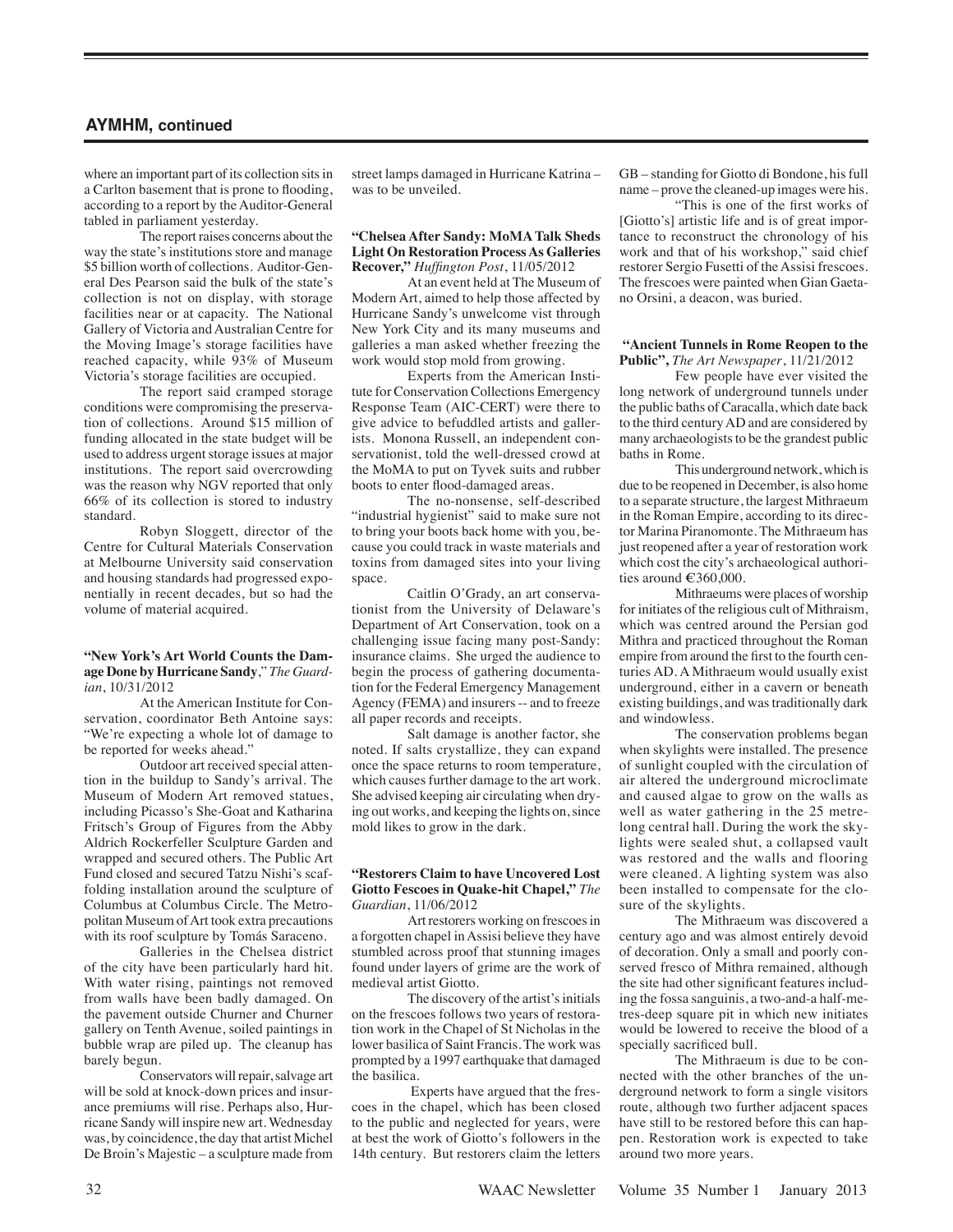## AYMHM, continued

where an important part of its collection sits in a Carlton basement that is prone to flooding, according to a report by the Auditor-General tabled in parliament yesterday.

The report raises concerns about the way the state's institutions store and manage $5 billion worth of collections. Auditor-General Des Pearson said the bulk of the state's collection is not on display, with storage facilities near or at capacity. The National Gallery of Victoria and Australian Centre for the Moving Image's storage facilities have reached capacity, while 93% of Museum Victoria's storage facilities are occupied.

The report said cramped storage conditions were compromising the preservation of collections. Around $15 million of funding allocated in the state budget will be used to address urgent storage issues at major institutions. The report said overcrowding was the reason why NGV reported that only 66% of its collection is stored to industry standard.

Robyn Sloggett, director of the Centre for Cultural Materials Conservation at Melbourne University said conservation and housing standards had progressed exponentially in recent decades, but so had the volume of material acquired.

**"New York's Art World Counts the Damage Done by Hurricane Sandy,"** *The Guardian*, 10/31/2012

At the American Institute for Conservation, coordinator Beth Antoine says: "We're expecting a whole lot of damage to be reported for weeks ahead."

Outdoor art received special attention in the buildup to Sandy's arrival. The Museum of Modern Art removed statues, including Picasso's She-Goat and Katharina Fritsch's Group of Figures from the Abby Aldrich Rockerfeller Sculpture Garden and wrapped and secured others. The Public Art Fund closed and secured Tatzu Nishi's scaffolding installation around the sculpture of Columbus at Columbus Circle. The Metropolitan Museum of Art took extra precautions with its roof sculpture by Tomás Saraceno.

Galleries in the Chelsea district of the city have been particularly hard hit. With water rising, paintings not removed from walls have been badly damaged. On the pavement outside Churner and Churner gallery on Tenth Avenue, soiled paintings in bubble wrap are piled up. The cleanup has barely begun.

Conservators will repair, salvage art will be sold at knock-down prices and insurance premiums will rise. Perhaps also, Hurricane Sandy will inspire new art. Wednesday was, by coincidence, the day that artist Michel De Broin's Majestic – a sculpture made from street lamps damaged in Hurricane Katrina – was to be unveiled.

**"Chelsea After Sandy: MoMA Talk Sheds Light On Restoration Process As Galleries Recover,"** *Huffington Post*, 11/05/2012

At an event held at The Museum of Modern Art, aimed to help those affected by Hurricane Sandy's unwelcome vist through New York City and its many museums and galleries a man asked whether freezing the work would stop mold from growing.

Experts from the American Institute for Conservation Collections Emergency Response Team (AIC-CERT) were there to give advice to befuddled artists and gallerists. Monona Russell, an independent conservationist, told the well-dressed crowd at the MoMA to put on Tyvek suits and rubber boots to enter flood-damaged areas.

The no-nonsense, self-described "industrial hygienist" said to make sure not to bring your boots back home with you, because you could track in waste materials and toxins from damaged sites into your living space.

Caitlin O'Grady, an art conservationist from the University of Delaware's Department of Art Conservation, took on a challenging issue facing many post-Sandy: insurance claims. She urged the audience to begin the process of gathering documentation for the Federal Emergency Management Agency (FEMA) and insurers -- and to freeze all paper records and receipts.

Salt damage is another factor, she noted. If salts crystallize, they can expand once the space returns to room temperature, which causes further damage to the art work. She advised keeping air circulating when drying out works, and keeping the lights on, since mold likes to grow in the dark.

**"Restorers Claim to have Uncovered Lost Giotto Fescoes in Quake-hit Chapel,"** *The Guardian*, 11/06/2012

Art restorers working on frescoes in a forgotten chapel in Assisi believe they have stumbled across proof that stunning images found under layers of grime are the work of medieval artist Giotto.

The discovery of the artist's initials on the frescoes follows two years of restoration work in the Chapel of St Nicholas in the lower basilica of Saint Francis. The work was prompted by a 1997 earthquake that damaged the basilica.

Experts have argued that the frescoes in the chapel, which has been closed to the public and neglected for years, were at best the work of Giotto's followers in the 14th century. But restorers claim the letters GB – standing for Giotto di Bondone, his full name – prove the cleaned-up images were his.

"This is one of the first works of [Giotto's] artistic life and is of great importance to reconstruct the chronology of his work and that of his workshop," said chief restorer Sergio Fusetti of the Assisi frescoes. The frescoes were painted when Gian Gaetano Orsini, a deacon, was buried.

**"Ancient Tunnels in Rome Reopen to the Public",** *The Art Newspaper*, 11/21/2012

Few people have ever visited the long network of underground tunnels under the public baths of Caracalla, which date back to the third century AD and are considered by many archaeologists to be the grandest public baths in Rome.

This underground network, which is due to be reopened in December, is also home to a separate structure, the largest Mithraeum in the Roman Empire, according to its director Marina Piranomonte. The Mithraeum has just reopened after a year of restoration work which cost the city's archaeological authorities around €360,000.

Mithraeums were places of worship for initiates of the religious cult of Mithraism, which was centred around the Persian god Mithra and practiced throughout the Roman empire from around the first to the fourth centuries AD. A Mithraeum would usually exist underground, either in a cavern or beneath existing buildings, and was traditionally dark and windowless.

The conservation problems began when skylights were installed. The presence of sunlight coupled with the circulation of air altered the underground microclimate and caused algae to grow on the walls as well as water gathering in the 25 metre-long central hall. During the work the skylights were sealed shut, a collapsed vault was restored and the walls and flooring were cleaned. A lighting system was also been installed to compensate for the closure of the skylights.

The Mithraeum was discovered a century ago and was almost entirely devoid of decoration. Only a small and poorly conserved fresco of Mithra remained, although the site had other significant features including the fossa sanguinis, a two-and-a half-metres-deep square pit in which new initiates would be lowered to receive the blood of a specially sacrificed bull.

The Mithraeum is due to be connected with the other branches of the underground network to form a single visitors route, although two further adjacent spaces have still to be restored before this can happen. Restoration work is expected to take around two more years.